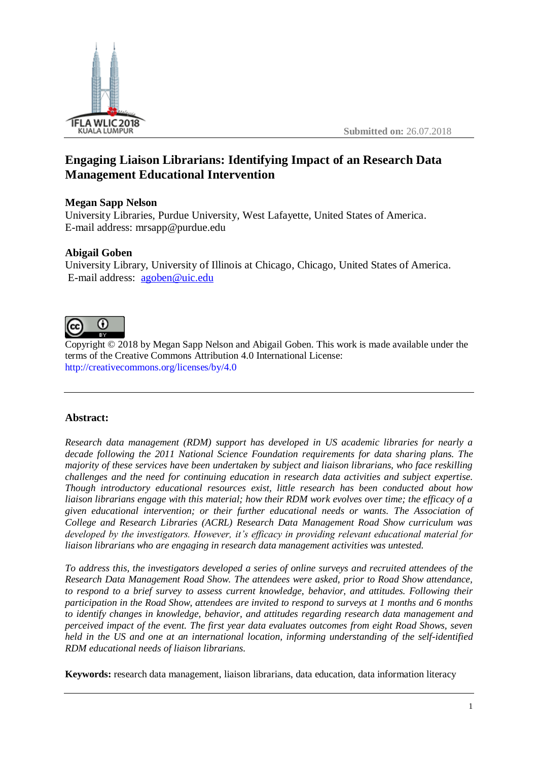**Submitted on:** 26.07.2018

# Engaging Liaison Librarians: Identifying Impact of an Research Data Management Educational Intervention

**Megan Sapp Nelson**
University Libraries, Purdue University, West Lafayette, United States of America.
E-mail address: mrsapp@purdue.edu

**Abigail Goben**
University Library, University of Illinois at Chicago, Chicago, United States of America.
E-mail address: agoben@uic.edu

Copyright © 2018 by Megan Sapp Nelson and Abigail Goben. This work is made available under the terms of the Creative Commons Attribution 4.0 International License: http://creativecommons.org/licenses/by/4.0

---

## Abstract:

*Research data management (RDM) support has developed in US academic libraries for nearly a decade following the 2011 National Science Foundation requirements for data sharing plans. The majority of these services have been undertaken by subject and liaison librarians, who face reskilling challenges and the need for continuing education in research data activities and subject expertise. Though introductory educational resources exist, little research has been conducted about how liaison librarians engage with this material; how their RDM work evolves over time; the efficacy of a given educational intervention; or their further educational needs or wants. The Association of College and Research Libraries (ACRL) Research Data Management Road Show curriculum was developed by the investigators. However, it's efficacy in providing relevant educational material for liaison librarians who are engaging in research data management activities was untested.*

*To address this, the investigators developed a series of online surveys and recruited attendees of the Research Data Management Road Show. The attendees were asked, prior to Road Show attendance, to respond to a brief survey to assess current knowledge, behavior, and attitudes. Following their participation in the Road Show, attendees are invited to respond to surveys at 1 months and 6 months to identify changes in knowledge, behavior, and attitudes regarding research data management and perceived impact of the event. The first year data evaluates outcomes from eight Road Shows, seven held in the US and one at an international location, informing understanding of the self-identified RDM educational needs of liaison librarians.*

**Keywords:** research data management, liaison librarians, data education, data information literacy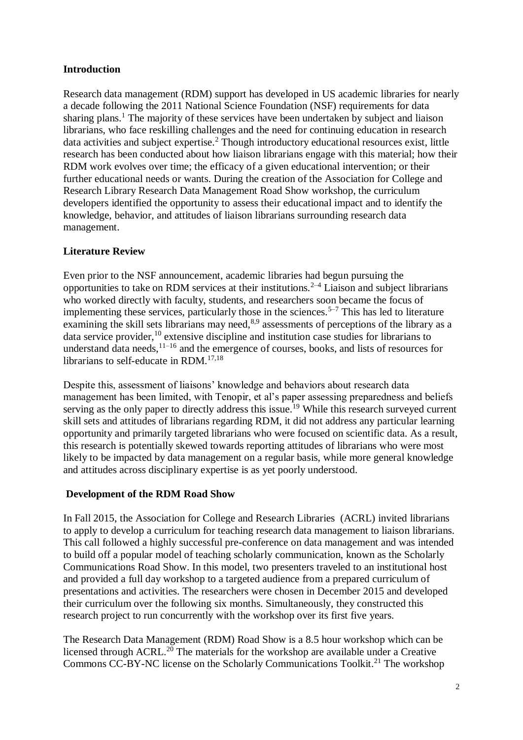## Introduction

Research data management (RDM) support has developed in US academic libraries for nearly a decade following the 2011 National Science Foundation (NSF) requirements for data sharing plans.[1] The majority of these services have been undertaken by subject and liaison librarians, who face reskilling challenges and the need for continuing education in research data activities and subject expertise.[2] Though introductory educational resources exist, little research has been conducted about how liaison librarians engage with this material; how their RDM work evolves over time; the efficacy of a given educational intervention; or their further educational needs or wants. During the creation of the Association for College and Research Library Research Data Management Road Show workshop, the curriculum developers identified the opportunity to assess their educational impact and to identify the knowledge, behavior, and attitudes of liaison librarians surrounding research data management.

## Literature Review

Even prior to the NSF announcement, academic libraries had begun pursuing the opportunities to take on RDM services at their institutions.[2–4] Liaison and subject librarians who worked directly with faculty, students, and researchers soon became the focus of implementing these services, particularly those in the sciences.[5–7] This has led to literature examining the skill sets librarians may need,[8,9] assessments of perceptions of the library as a data service provider,[10] extensive discipline and institution case studies for librarians to understand data needs,[11–16] and the emergence of courses, books, and lists of resources for librarians to self-educate in RDM.[17,18]

Despite this, assessment of liaisons' knowledge and behaviors about research data management has been limited, with Tenopir, et al's paper assessing preparedness and beliefs serving as the only paper to directly address this issue.[19] While this research surveyed current skill sets and attitudes of librarians regarding RDM, it did not address any particular learning opportunity and primarily targeted librarians who were focused on scientific data. As a result, this research is potentially skewed towards reporting attitudes of librarians who were most likely to be impacted by data management on a regular basis, while more general knowledge and attitudes across disciplinary expertise is as yet poorly understood.

## Development of the RDM Road Show

In Fall 2015, the Association for College and Research Libraries (ACRL) invited librarians to apply to develop a curriculum for teaching research data management to liaison librarians. This call followed a highly successful pre-conference on data management and was intended to build off a popular model of teaching scholarly communication, known as the Scholarly Communications Road Show. In this model, two presenters traveled to an institutional host and provided a full day workshop to a targeted audience from a prepared curriculum of presentations and activities. The researchers were chosen in December 2015 and developed their curriculum over the following six months. Simultaneously, they constructed this research project to run concurrently with the workshop over its first five years.

The Research Data Management (RDM) Road Show is a 8.5 hour workshop which can be licensed through ACRL.[20] The materials for the workshop are available under a Creative Commons CC-BY-NC license on the Scholarly Communications Toolkit.[21] The workshop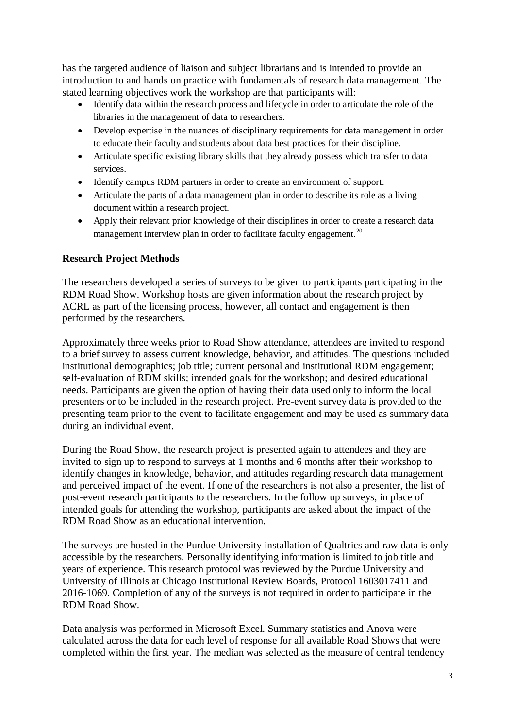has the targeted audience of liaison and subject librarians and is intended to provide an introduction to and hands on practice with fundamentals of research data management. The stated learning objectives work the workshop are that participants will:

- Identify data within the research process and lifecycle in order to articulate the role of the libraries in the management of data to researchers.
- Develop expertise in the nuances of disciplinary requirements for data management in order to educate their faculty and students about data best practices for their discipline.
- Articulate specific existing library skills that they already possess which transfer to data services.
- Identify campus RDM partners in order to create an environment of support.
- Articulate the parts of a data management plan in order to describe its role as a living document within a research project.
- Apply their relevant prior knowledge of their disciplines in order to create a research data management interview plan in order to facilitate faculty engagement.[20]

**Research Project Methods**

The researchers developed a series of surveys to be given to participants participating in the RDM Road Show. Workshop hosts are given information about the research project by ACRL as part of the licensing process, however, all contact and engagement is then performed by the researchers.

Approximately three weeks prior to Road Show attendance, attendees are invited to respond to a brief survey to assess current knowledge, behavior, and attitudes. The questions included institutional demographics; job title; current personal and institutional RDM engagement; self-evaluation of RDM skills; intended goals for the workshop; and desired educational needs. Participants are given the option of having their data used only to inform the local presenters or to be included in the research project. Pre-event survey data is provided to the presenting team prior to the event to facilitate engagement and may be used as summary data during an individual event.

During the Road Show, the research project is presented again to attendees and they are invited to sign up to respond to surveys at 1 months and 6 months after their workshop to identify changes in knowledge, behavior, and attitudes regarding research data management and perceived impact of the event. If one of the researchers is not also a presenter, the list of post-event research participants to the researchers. In the follow up surveys, in place of intended goals for attending the workshop, participants are asked about the impact of the RDM Road Show as an educational intervention.

The surveys are hosted in the Purdue University installation of Qualtrics and raw data is only accessible by the researchers. Personally identifying information is limited to job title and years of experience. This research protocol was reviewed by the Purdue University and University of Illinois at Chicago Institutional Review Boards, Protocol 1603017411 and 2016-1069. Completion of any of the surveys is not required in order to participate in the RDM Road Show.

Data analysis was performed in Microsoft Excel. Summary statistics and Anova were calculated across the data for each level of response for all available Road Shows that were completed within the first year. The median was selected as the measure of central tendency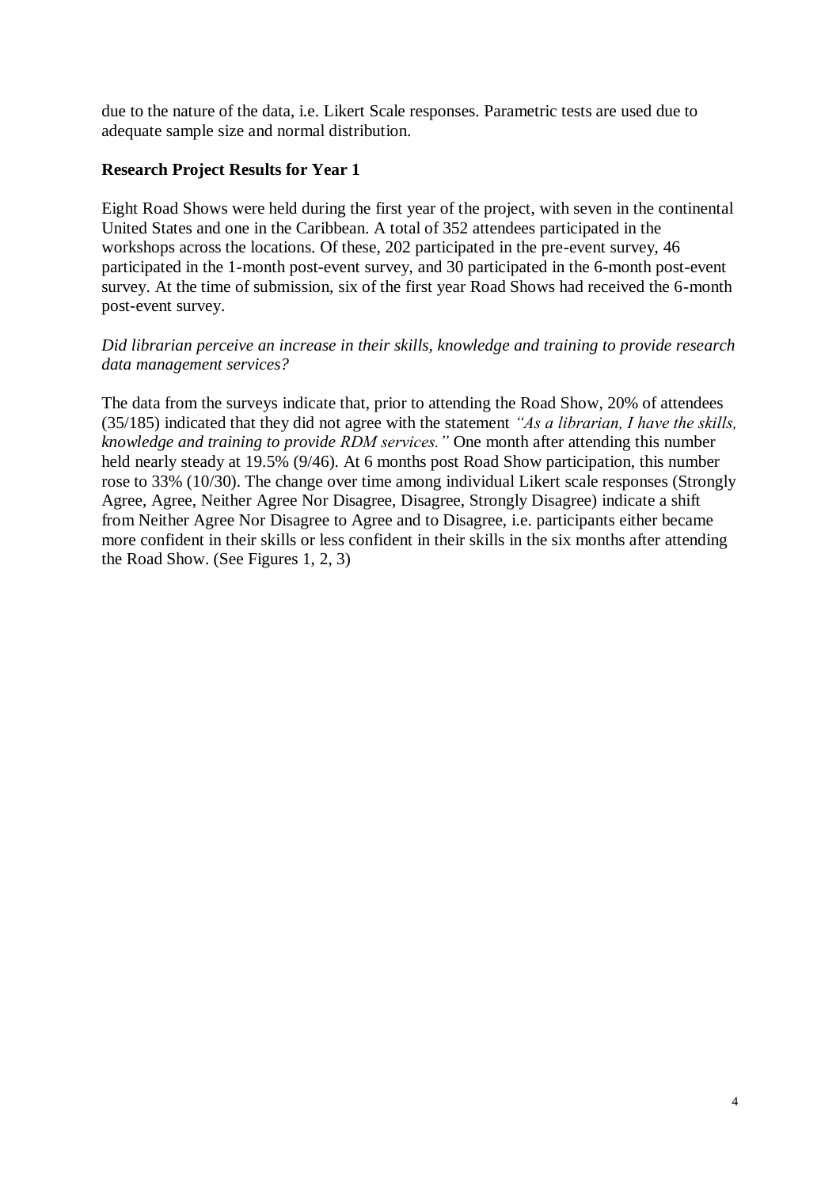due to the nature of the data, i.e. Likert Scale responses. Parametric tests are used due to adequate sample size and normal distribution.

**Research Project Results for Year 1**

Eight Road Shows were held during the first year of the project, with seven in the continental United States and one in the Caribbean. A total of 352 attendees participated in the workshops across the locations. Of these, 202 participated in the pre-event survey, 46 participated in the 1-month post-event survey, and 30 participated in the 6-month post-event survey. At the time of submission, six of the first year Road Shows had received the 6-month post-event survey.

*Did librarian perceive an increase in their skills, knowledge and training to provide research data management services?*

The data from the surveys indicate that, prior to attending the Road Show, 20% of attendees (35/185) indicated that they did not agree with the statement *"As a librarian, I have the skills, knowledge and training to provide RDM services."* One month after attending this number held nearly steady at 19.5% (9/46). At 6 months post Road Show participation, this number rose to 33% (10/30). The change over time among individual Likert scale responses (Strongly Agree, Agree, Neither Agree Nor Disagree, Disagree, Strongly Disagree) indicate a shift from Neither Agree Nor Disagree to Agree and to Disagree, i.e. participants either became more confident in their skills or less confident in their skills in the six months after attending the Road Show. (See Figures 1, 2, 3)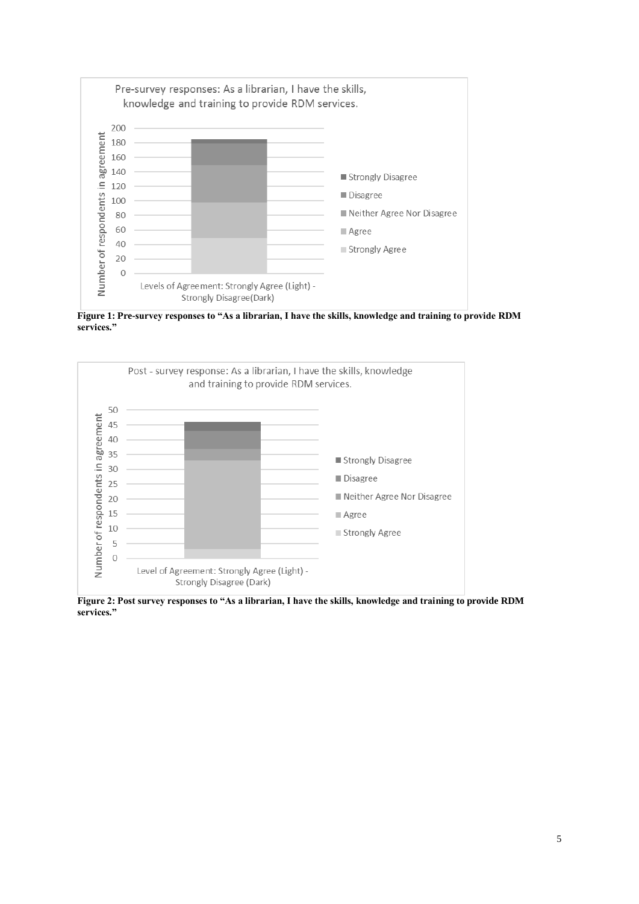**Figure 1: Pre-survey responses to "As a librarian, I have the skills, knowledge and training to provide RDM services."**

**Figure 2: Post survey responses to "As a librarian, I have the skills, knowledge and training to provide RDM services."**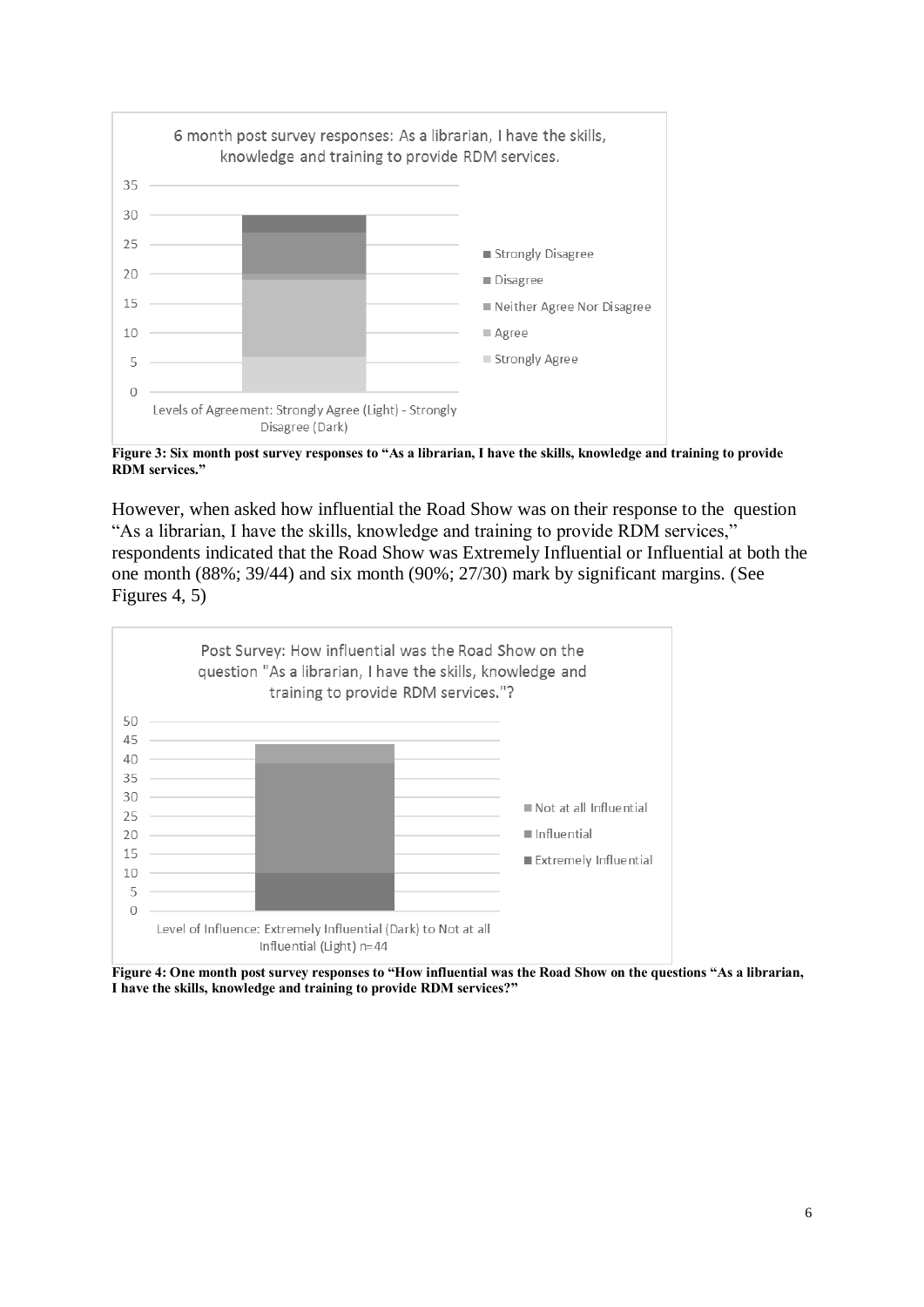Figure 3: Six month post survey responses to "As a librarian, I have the skills, knowledge and training to provide RDM services."

However, when asked how influential the Road Show was on their response to the question "As a librarian, I have the skills, knowledge and training to provide RDM services," respondents indicated that the Road Show was Extremely Influential or Influential at both the one month (88%; 39/44) and six month (90%; 27/30) mark by significant margins. (See Figures 4, 5)

Figure 4: One month post survey responses to "How influential was the Road Show on the questions "As a librarian, I have the skills, knowledge and training to provide RDM services?"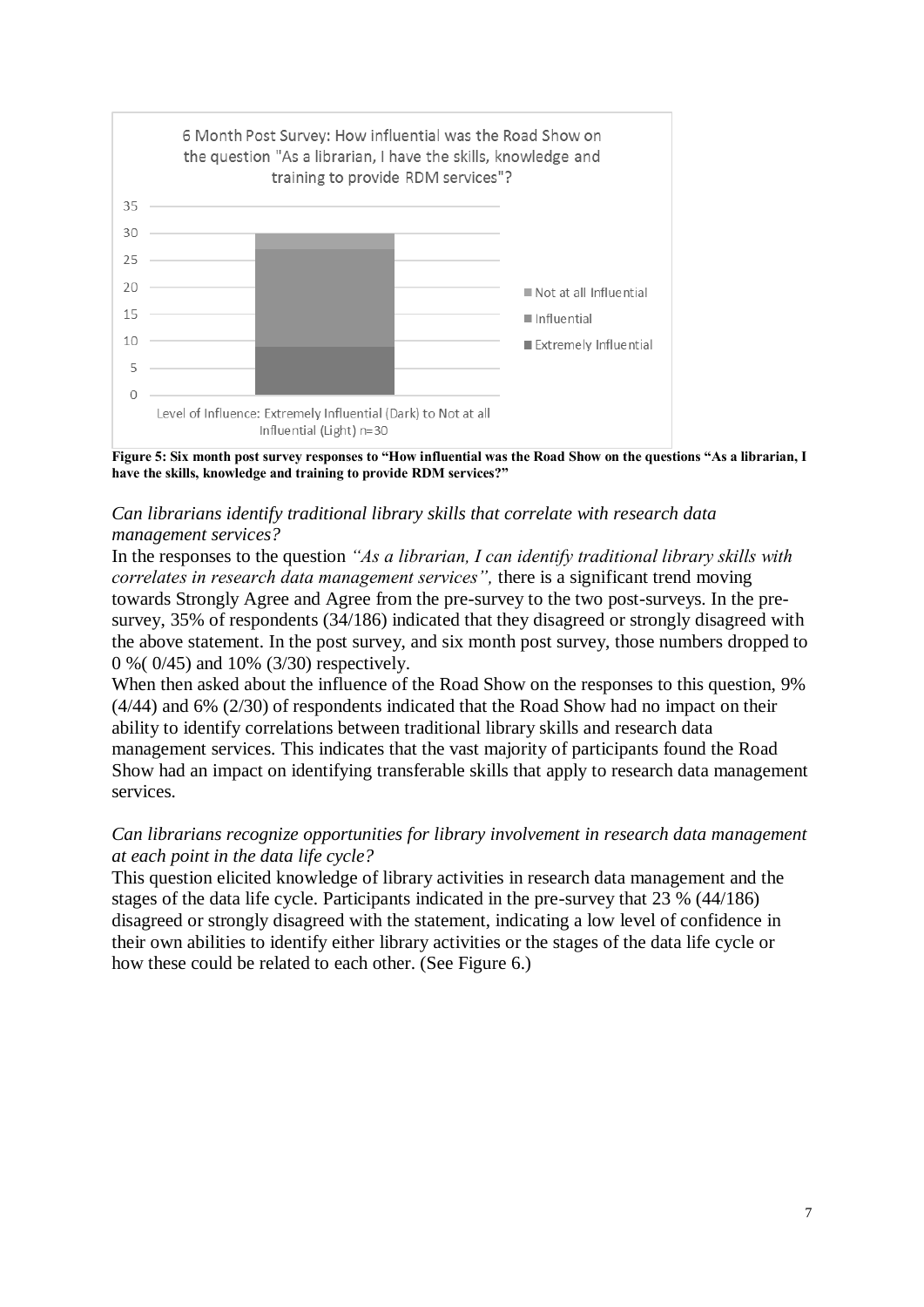**Figure 5: Six month post survey responses to "How influential was the Road Show on the questions "As a librarian, I have the skills, knowledge and training to provide RDM services?"**

*Can librarians identify traditional library skills that correlate with research data management services?*

In the responses to the question *"As a librarian, I can identify traditional library skills with correlates in research data management services",* there is a significant trend moving towards Strongly Agree and Agree from the pre-survey to the two post-surveys. In the pre-survey, 35% of respondents (34/186) indicated that they disagreed or strongly disagreed with the above statement. In the post survey, and six month post survey, those numbers dropped to 0 %( 0/45) and 10% (3/30) respectively.

When then asked about the influence of the Road Show on the responses to this question, 9% (4/44) and 6% (2/30) of respondents indicated that the Road Show had no impact on their ability to identify correlations between traditional library skills and research data management services. This indicates that the vast majority of participants found the Road Show had an impact on identifying transferable skills that apply to research data management services.

*Can librarians recognize opportunities for library involvement in research data management at each point in the data life cycle?*

This question elicited knowledge of library activities in research data management and the stages of the data life cycle. Participants indicated in the pre-survey that 23 % (44/186) disagreed or strongly disagreed with the statement, indicating a low level of confidence in their own abilities to identify either library activities or the stages of the data life cycle or how these could be related to each other. (See Figure 6.)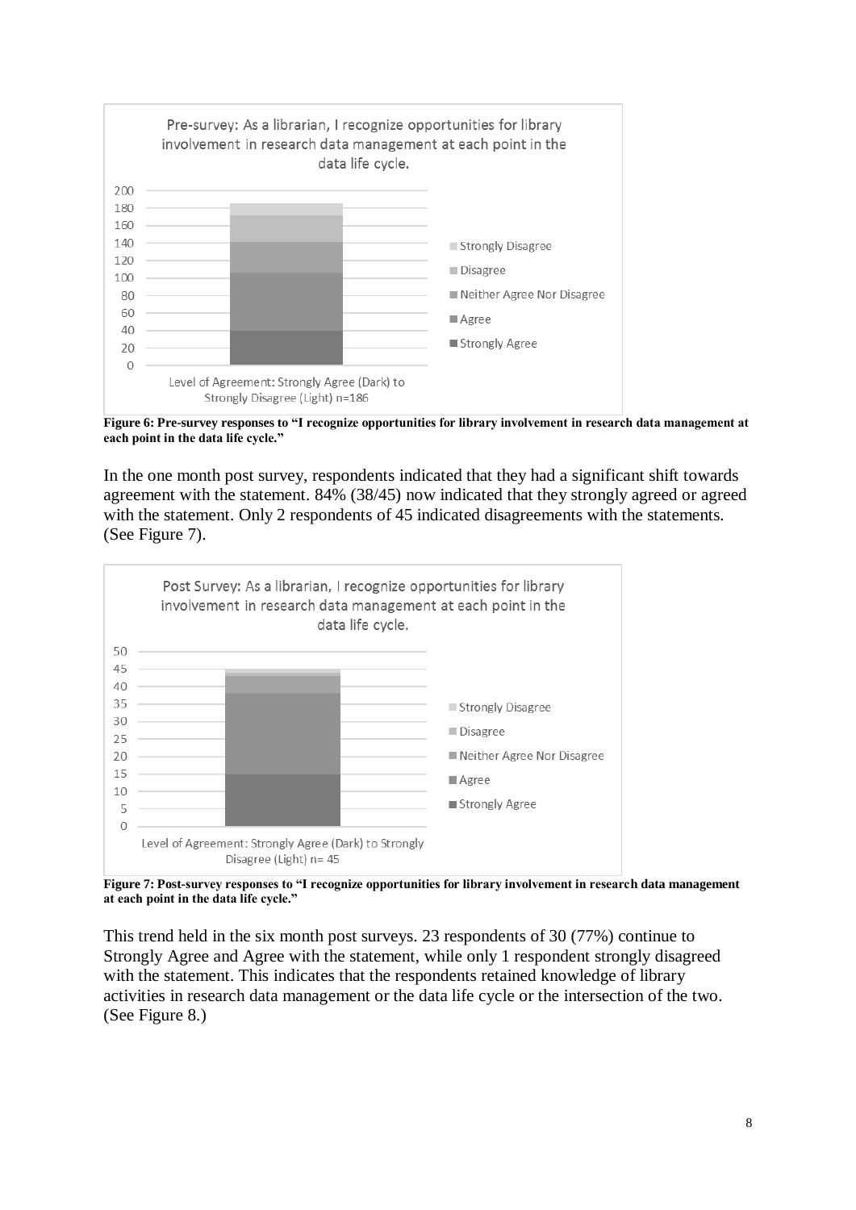**Figure 6: Pre-survey responses to "I recognize opportunities for library involvement in research data management at each point in the data life cycle."**

In the one month post survey, respondents indicated that they had a significant shift towards agreement with the statement. 84% (38/45) now indicated that they strongly agreed or agreed with the statement. Only 2 respondents of 45 indicated disagreements with the statements. (See Figure 7).

**Figure 7: Post-survey responses to "I recognize opportunities for library involvement in research data management at each point in the data life cycle."**

This trend held in the six month post surveys. 23 respondents of 30 (77%) continue to Strongly Agree and Agree with the statement, while only 1 respondent strongly disagreed with the statement. This indicates that the respondents retained knowledge of library activities in research data management or the data life cycle or the intersection of the two. (See Figure 8.)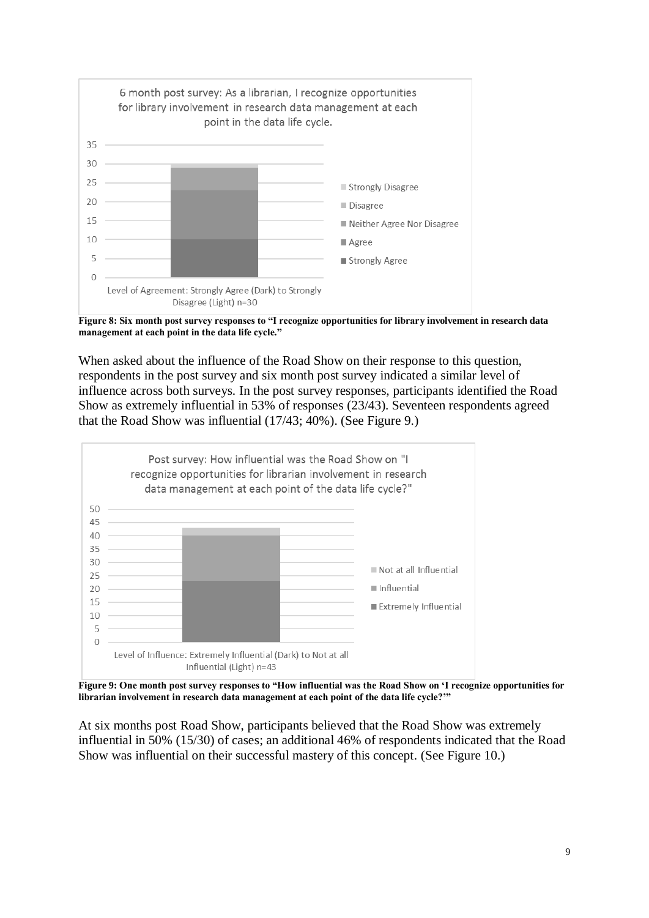**Figure 8: Six month post survey responses to "I recognize opportunities for library involvement in research data management at each point in the data life cycle."**

When asked about the influence of the Road Show on their response to this question, respondents in the post survey and six month post survey indicated a similar level of influence across both surveys. In the post survey responses, participants identified the Road Show as extremely influential in 53% of responses (23/43). Seventeen respondents agreed that the Road Show was influential (17/43; 40%). (See Figure 9.)

**Figure 9: One month post survey responses to "How influential was the Road Show on 'I recognize opportunities for librarian involvement in research data management at each point of the data life cycle?'"**

At six months post Road Show, participants believed that the Road Show was extremely influential in 50% (15/30) of cases; an additional 46% of respondents indicated that the Road Show was influential on their successful mastery of this concept. (See Figure 10.)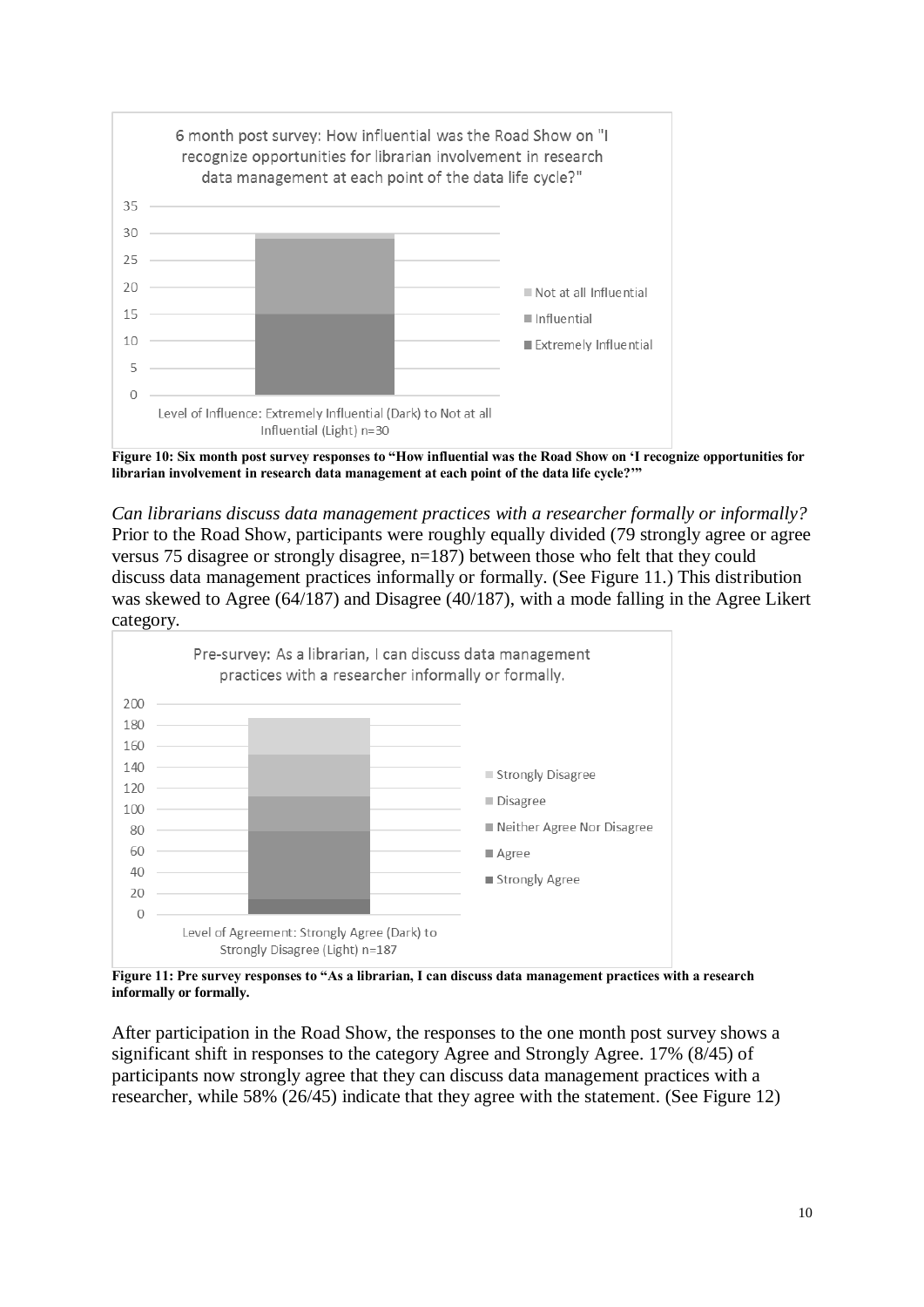**Figure 10: Six month post survey responses to "How influential was the Road Show on 'I recognize opportunities for librarian involvement in research data management at each point of the data life cycle?'"**

*Can librarians discuss data management practices with a researcher formally or informally?* Prior to the Road Show, participants were roughly equally divided (79 strongly agree or agree versus 75 disagree or strongly disagree, n=187) between those who felt that they could discuss data management practices informally or formally. (See Figure 11.) This distribution was skewed to Agree (64/187) and Disagree (40/187), with a mode falling in the Agree Likert category.

**Figure 11: Pre survey responses to "As a librarian, I can discuss data management practices with a research informally or formally.**

After participation in the Road Show, the responses to the one month post survey shows a significant shift in responses to the category Agree and Strongly Agree. 17% (8/45) of participants now strongly agree that they can discuss data management practices with a researcher, while 58% (26/45) indicate that they agree with the statement. (See Figure 12)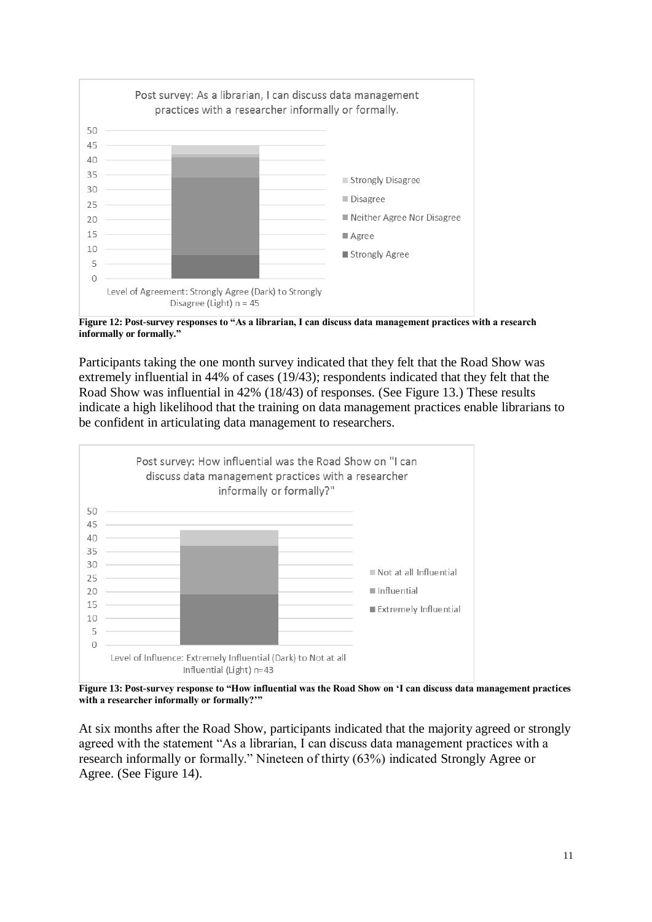Figure 12: Post-survey responses to "As a librarian, I can discuss data management practices with a research informally or formally."

Participants taking the one month survey indicated that they felt that the Road Show was extremely influential in 44% of cases (19/43); respondents indicated that they felt that the Road Show was influential in 42% (18/43) of responses. (See Figure 13.) These results indicate a high likelihood that the training on data management practices enable librarians to be confident in articulating data management to researchers.

Figure 13: Post-survey response to "How influential was the Road Show on 'I can discuss data management practices with a researcher informally or formally?'"

At six months after the Road Show, participants indicated that the majority agreed or strongly agreed with the statement "As a librarian, I can discuss data management practices with a research informally or formally." Nineteen of thirty (63%) indicated Strongly Agree or Agree. (See Figure 14).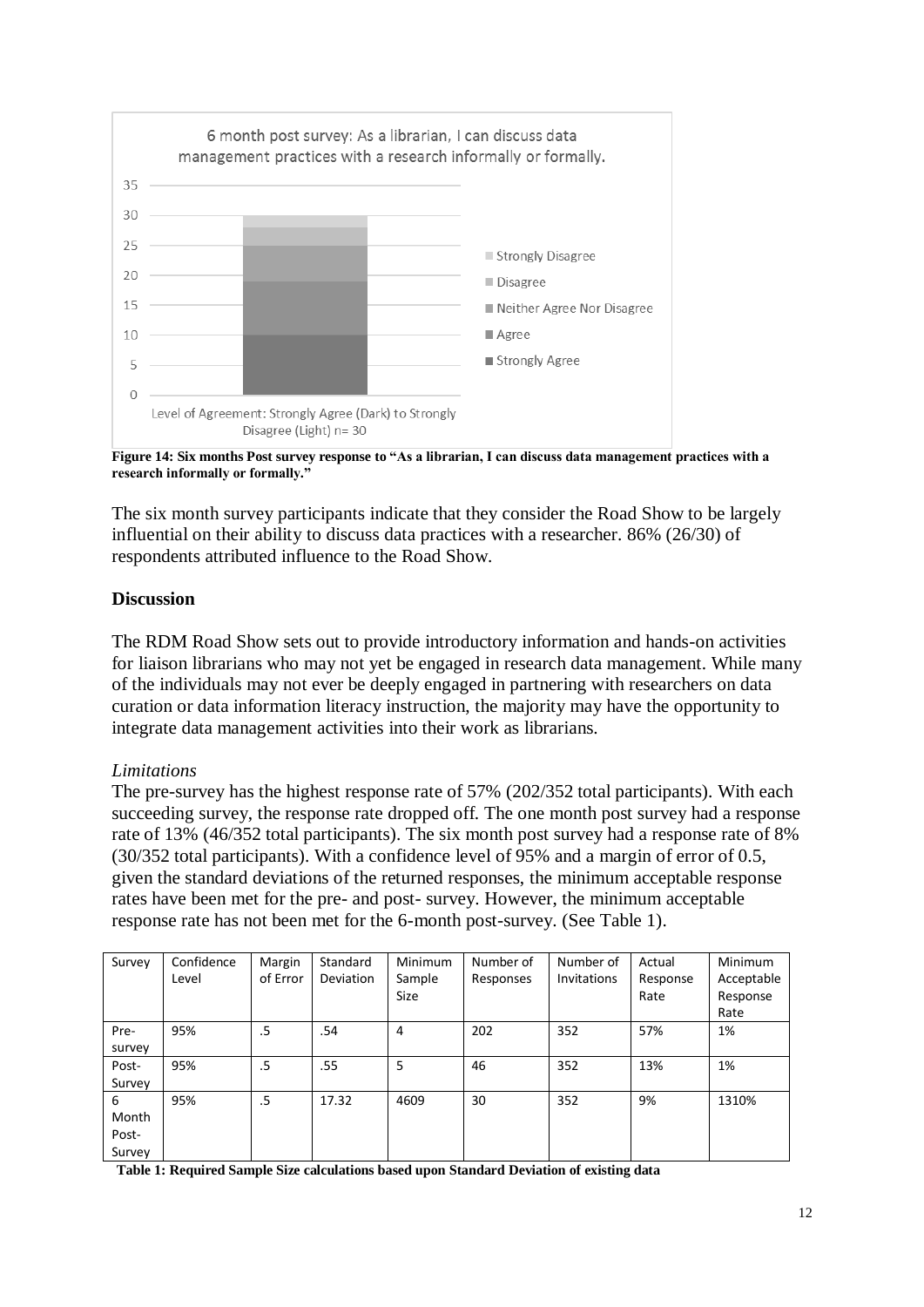Figure 14: Six months Post survey response to "As a librarian, I can discuss data management practices with a research informally or formally."

The six month survey participants indicate that they consider the Road Show to be largely influential on their ability to discuss data practices with a researcher. 86% (26/30) of respondents attributed influence to the Road Show.

## Discussion

The RDM Road Show sets out to provide introductory information and hands-on activities for liaison librarians who may not yet be engaged in research data management. While many of the individuals may not ever be deeply engaged in partnering with researchers on data curation or data information literacy instruction, the majority may have the opportunity to integrate data management activities into their work as librarians.

### *Limitations*

The pre-survey has the highest response rate of 57% (202/352 total participants). With each succeeding survey, the response rate dropped off. The one month post survey had a response rate of 13% (46/352 total participants). The six month post survey had a response rate of 8% (30/352 total participants). With a confidence level of 95% and a margin of error of 0.5, given the standard deviations of the returned responses, the minimum acceptable response rates have been met for the pre- and post- survey. However, the minimum acceptable response rate has not been met for the 6-month post-survey. (See Table 1).

| Survey | Confidence Level | Margin of Error | Standard Deviation | Minimum Sample Size | Number of Responses | Number of Invitations | Actual Response Rate | Minimum Acceptable Response Rate |
|---|---|---|---|---|---|---|---|---|
| Pre-survey | 95% | .5 | .54 | 4 | 202 | 352 | 57% | 1% |
| Post-Survey | 95% | .5 | .55 | 5 | 46 | 352 | 13% | 1% |
| 6 Month Post-Survey | 95% | .5 | 17.32 | 4609 | 30 | 352 | 9% | 1310% |

**Table 1: Required Sample Size calculations based upon Standard Deviation of existing data**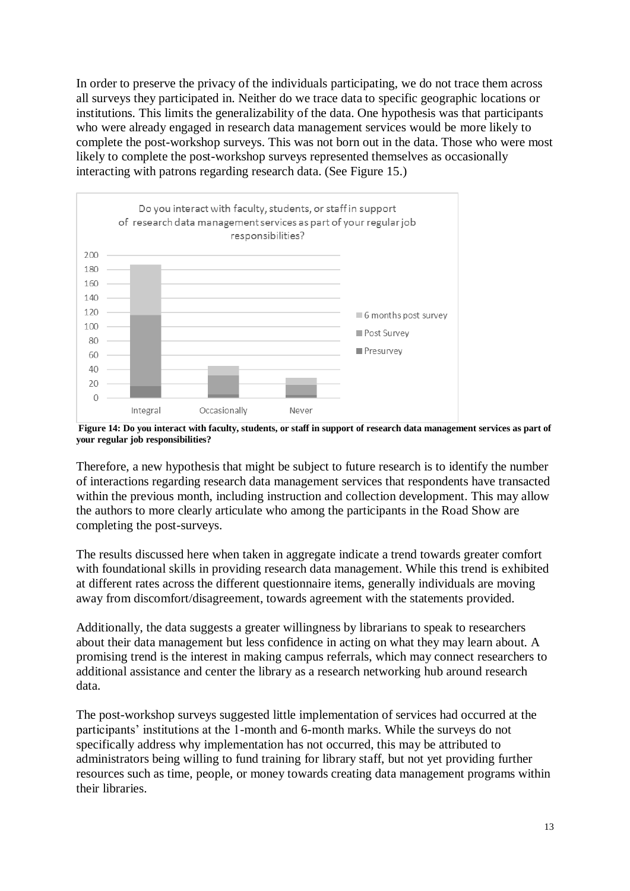In order to preserve the privacy of the individuals participating, we do not trace them across all surveys they participated in. Neither do we trace data to specific geographic locations or institutions. This limits the generalizability of the data. One hypothesis was that participants who were already engaged in research data management services would be more likely to complete the post-workshop surveys. This was not born out in the data. Those who were most likely to complete the post-workshop surveys represented themselves as occasionally interacting with patrons regarding research data. (See Figure 15.)

**Figure 14: Do you interact with faculty, students, or staff in support of research data management services as part of your regular job responsibilities?**

Therefore, a new hypothesis that might be subject to future research is to identify the number of interactions regarding research data management services that respondents have transacted within the previous month, including instruction and collection development. This may allow the authors to more clearly articulate who among the participants in the Road Show are completing the post-surveys.

The results discussed here when taken in aggregate indicate a trend towards greater comfort with foundational skills in providing research data management. While this trend is exhibited at different rates across the different questionnaire items, generally individuals are moving away from discomfort/disagreement, towards agreement with the statements provided.

Additionally, the data suggests a greater willingness by librarians to speak to researchers about their data management but less confidence in acting on what they may learn about. A promising trend is the interest in making campus referrals, which may connect researchers to additional assistance and center the library as a research networking hub around research data.

The post-workshop surveys suggested little implementation of services had occurred at the participants' institutions at the 1-month and 6-month marks. While the surveys do not specifically address why implementation has not occurred, this may be attributed to administrators being willing to fund training for library staff, but not yet providing further resources such as time, people, or money towards creating data management programs within their libraries.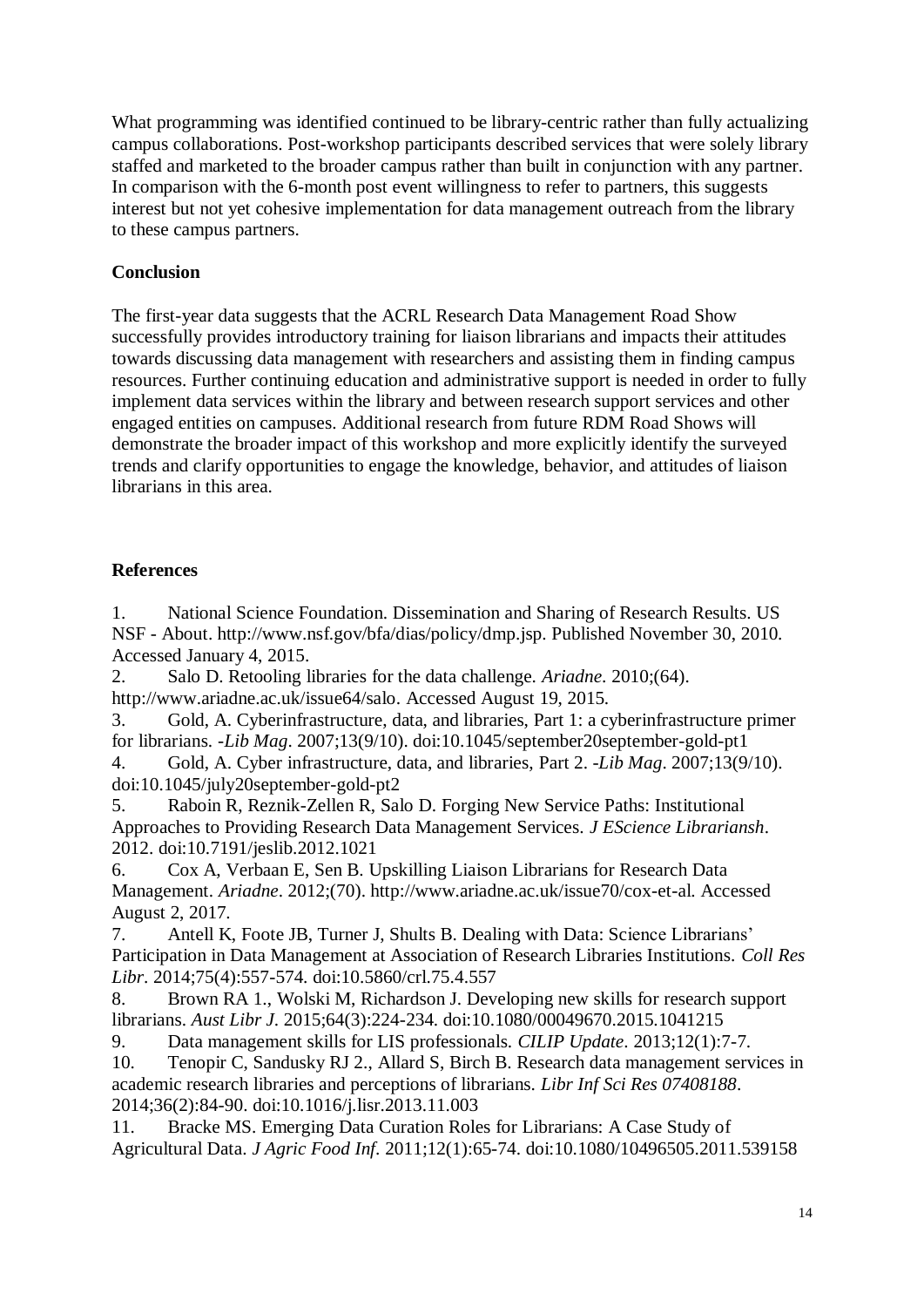What programming was identified continued to be library-centric rather than fully actualizing campus collaborations. Post-workshop participants described services that were solely library staffed and marketed to the broader campus rather than built in conjunction with any partner. In comparison with the 6-month post event willingness to refer to partners, this suggests interest but not yet cohesive implementation for data management outreach from the library to these campus partners.

**Conclusion**

The first-year data suggests that the ACRL Research Data Management Road Show successfully provides introductory training for liaison librarians and impacts their attitudes towards discussing data management with researchers and assisting them in finding campus resources. Further continuing education and administrative support is needed in order to fully implement data services within the library and between research support services and other engaged entities on campuses. Additional research from future RDM Road Shows will demonstrate the broader impact of this workshop and more explicitly identify the surveyed trends and clarify opportunities to engage the knowledge, behavior, and attitudes of liaison librarians in this area.

**References**

1. National Science Foundation. Dissemination and Sharing of Research Results. US NSF - About. http://www.nsf.gov/bfa/dias/policy/dmp.jsp. Published November 30, 2010. Accessed January 4, 2015.
2. Salo D. Retooling libraries for the data challenge. *Ariadne*. 2010;(64). http://www.ariadne.ac.uk/issue64/salo. Accessed August 19, 2015.
3. Gold, A. Cyberinfrastructure, data, and libraries, Part 1: a cyberinfrastructure primer for librarians. *-Lib Mag*. 2007;13(9/10). doi:10.1045/september20september-gold-pt1
4. Gold, A. Cyber infrastructure, data, and libraries, Part 2. *-Lib Mag*. 2007;13(9/10). doi:10.1045/july20september-gold-pt2
5. Raboin R, Reznik-Zellen R, Salo D. Forging New Service Paths: Institutional Approaches to Providing Research Data Management Services. *J EScience Librariansh*. 2012. doi:10.7191/jeslib.2012.1021
6. Cox A, Verbaan E, Sen B. Upskilling Liaison Librarians for Research Data Management. *Ariadne*. 2012;(70). http://www.ariadne.ac.uk/issue70/cox-et-al. Accessed August 2, 2017.
7. Antell K, Foote JB, Turner J, Shults B. Dealing with Data: Science Librarians' Participation in Data Management at Association of Research Libraries Institutions. *Coll Res Libr*. 2014;75(4):557-574. doi:10.5860/crl.75.4.557
8. Brown RA 1., Wolski M, Richardson J. Developing new skills for research support librarians. *Aust Libr J*. 2015;64(3):224-234. doi:10.1080/00049670.2015.1041215
9. Data management skills for LIS professionals. *CILIP Update*. 2013;12(1):7-7.
10. Tenopir C, Sandusky RJ 2., Allard S, Birch B. Research data management services in academic research libraries and perceptions of librarians. *Libr Inf Sci Res 07408188*. 2014;36(2):84-90. doi:10.1016/j.lisr.2013.11.003
11. Bracke MS. Emerging Data Curation Roles for Librarians: A Case Study of Agricultural Data. *J Agric Food Inf*. 2011;12(1):65-74. doi:10.1080/10496505.2011.539158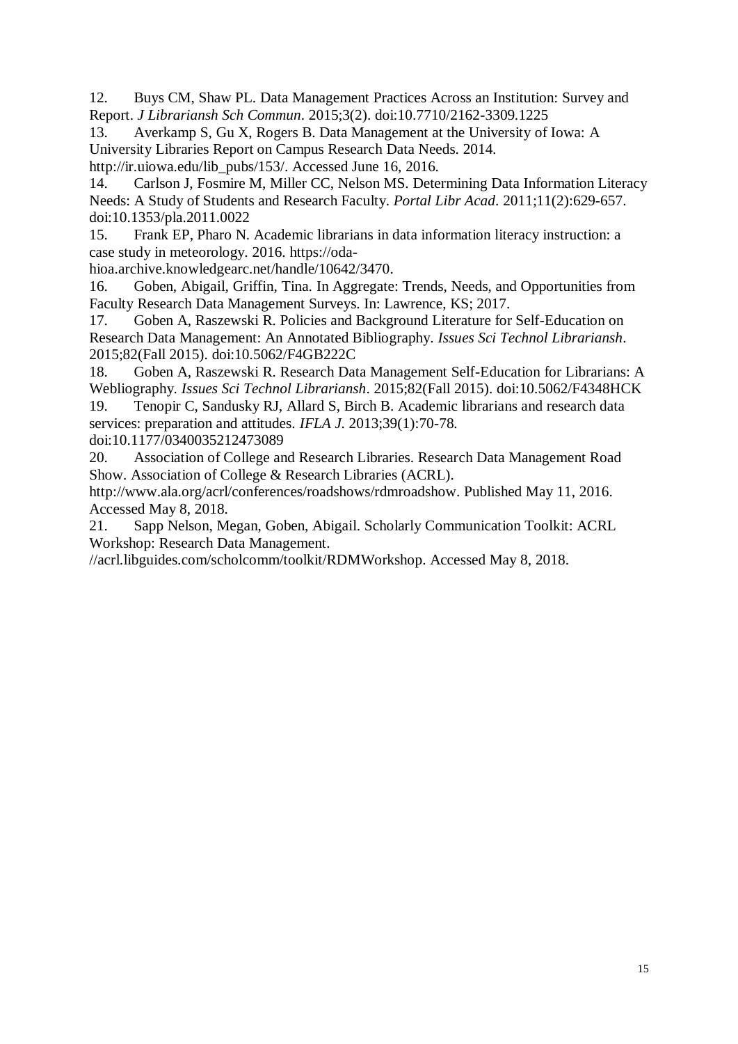12. Buys CM, Shaw PL. Data Management Practices Across an Institution: Survey and Report. *J Librariansh Sch Commun*. 2015;3(2). doi:10.7710/2162-3309.1225
13. Averkamp S, Gu X, Rogers B. Data Management at the University of Iowa: A University Libraries Report on Campus Research Data Needs. 2014. http://ir.uiowa.edu/lib_pubs/153/. Accessed June 16, 2016.
14. Carlson J, Fosmire M, Miller CC, Nelson MS. Determining Data Information Literacy Needs: A Study of Students and Research Faculty. *Portal Libr Acad*. 2011;11(2):629-657. doi:10.1353/pla.2011.0022
15. Frank EP, Pharo N. Academic librarians in data information literacy instruction: a case study in meteorology. 2016. https://oda-hioa.archive.knowledgearc.net/handle/10642/3470.
16. Goben, Abigail, Griffin, Tina. In Aggregate: Trends, Needs, and Opportunities from Faculty Research Data Management Surveys. In: Lawrence, KS; 2017.
17. Goben A, Raszewski R. Policies and Background Literature for Self-Education on Research Data Management: An Annotated Bibliography. *Issues Sci Technol Librariansh*. 2015;82(Fall 2015). doi:10.5062/F4GB222C
18. Goben A, Raszewski R. Research Data Management Self-Education for Librarians: A Webliography. *Issues Sci Technol Librariansh*. 2015;82(Fall 2015). doi:10.5062/F4348HCK
19. Tenopir C, Sandusky RJ, Allard S, Birch B. Academic librarians and research data services: preparation and attitudes. *IFLA J*. 2013;39(1):70-78. doi:10.1177/0340035212473089
20. Association of College and Research Libraries. Research Data Management Road Show. Association of College & Research Libraries (ACRL). http://www.ala.org/acrl/conferences/roadshows/rdmroadshow. Published May 11, 2016. Accessed May 8, 2018.
21. Sapp Nelson, Megan, Goben, Abigail. Scholarly Communication Toolkit: ACRL Workshop: Research Data Management. //acrl.libguides.com/scholcomm/toolkit/RDMWorkshop. Accessed May 8, 2018.